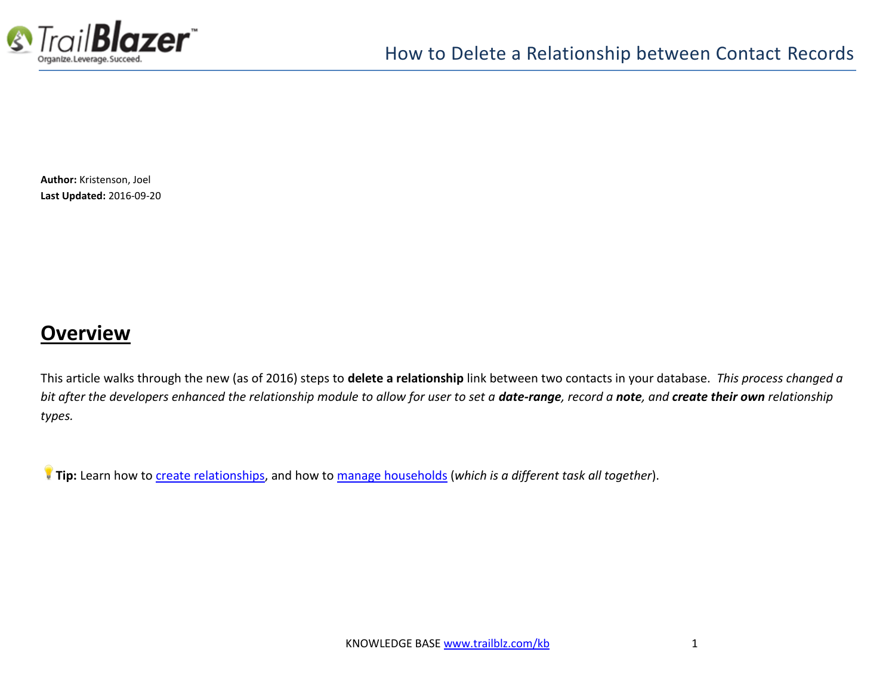# How to Delete a Relationship between Contact Records

**Author:** Kristenson, Joel
**Last Updated:** 2016-09-20

## Overview

This article walks through the new (as of 2016) steps to **delete a relationship** link between two contacts in your database. *This process changed a bit after the developers enhanced the relationship module to allow for user to set a **date-range**, record a **note**, and **create their own** relationship types.*

**Tip:** Learn how to [create relationships](), and how to [manage households]() (*which is a different task all together*).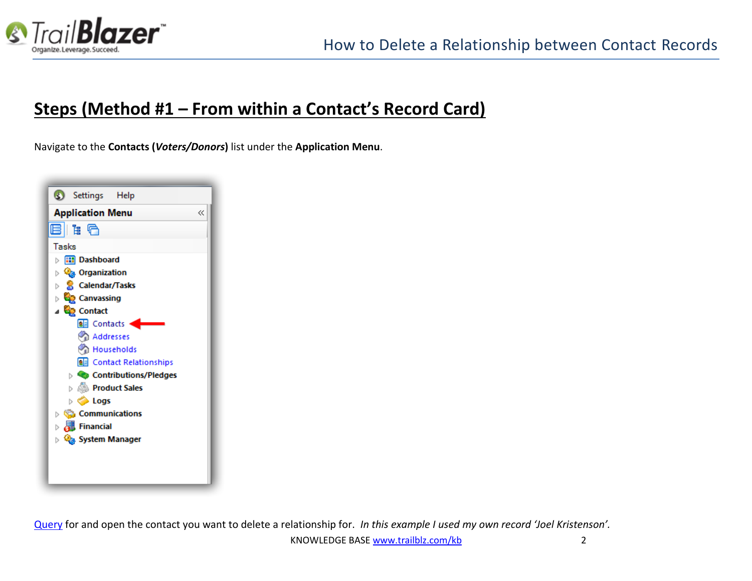## Steps (Method #1 – From within a Contact's Record Card)

Navigate to the **Contacts (*Voters/Donors*)** list under the **Application Menu**.

Query for and open the contact you want to delete a relationship for. *In this example I used my own record 'Joel Kristenson'.*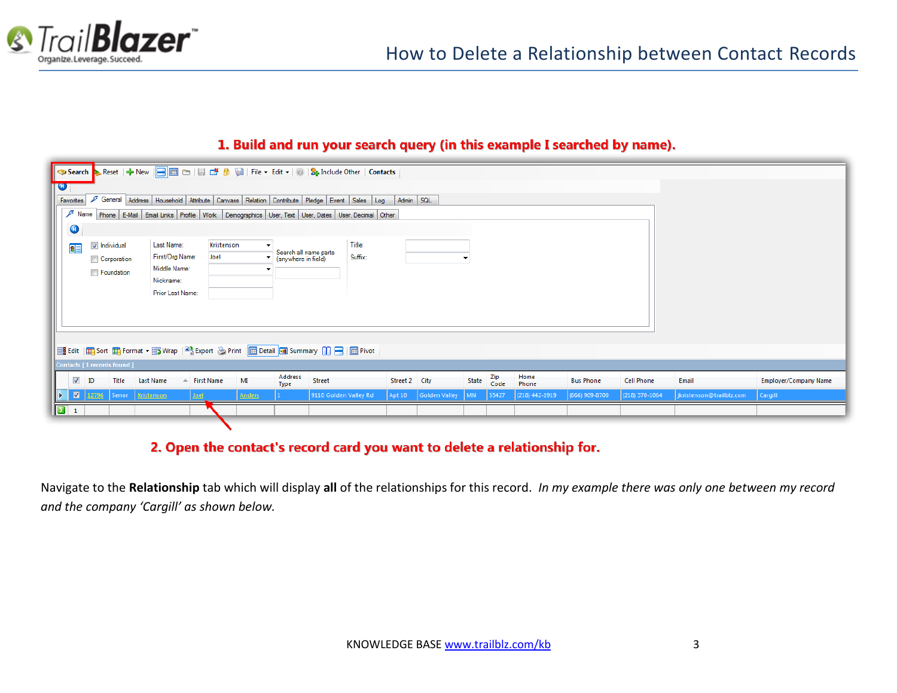**1. Build and run your search query (in this example I searched by name).**

**2. Open the contact's record card you want to delete a relationship for.**

Navigate to the **Relationship** tab which will display **all** of the relationships for this record. *In my example there was only one between my record and the company 'Cargill' as shown below.*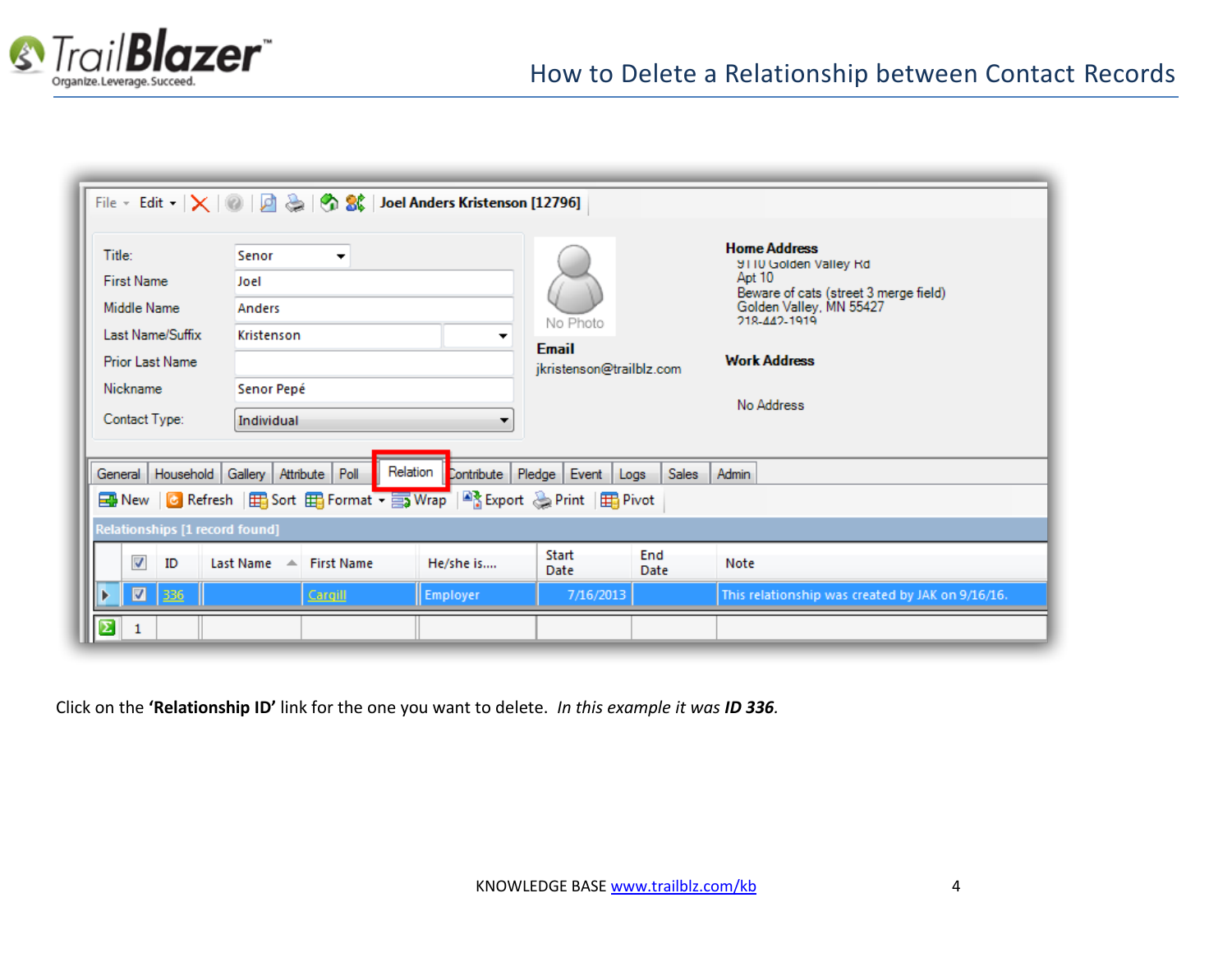Click on the **'Relationship ID'** link for the one you want to delete. *In this example it was **ID 336**.*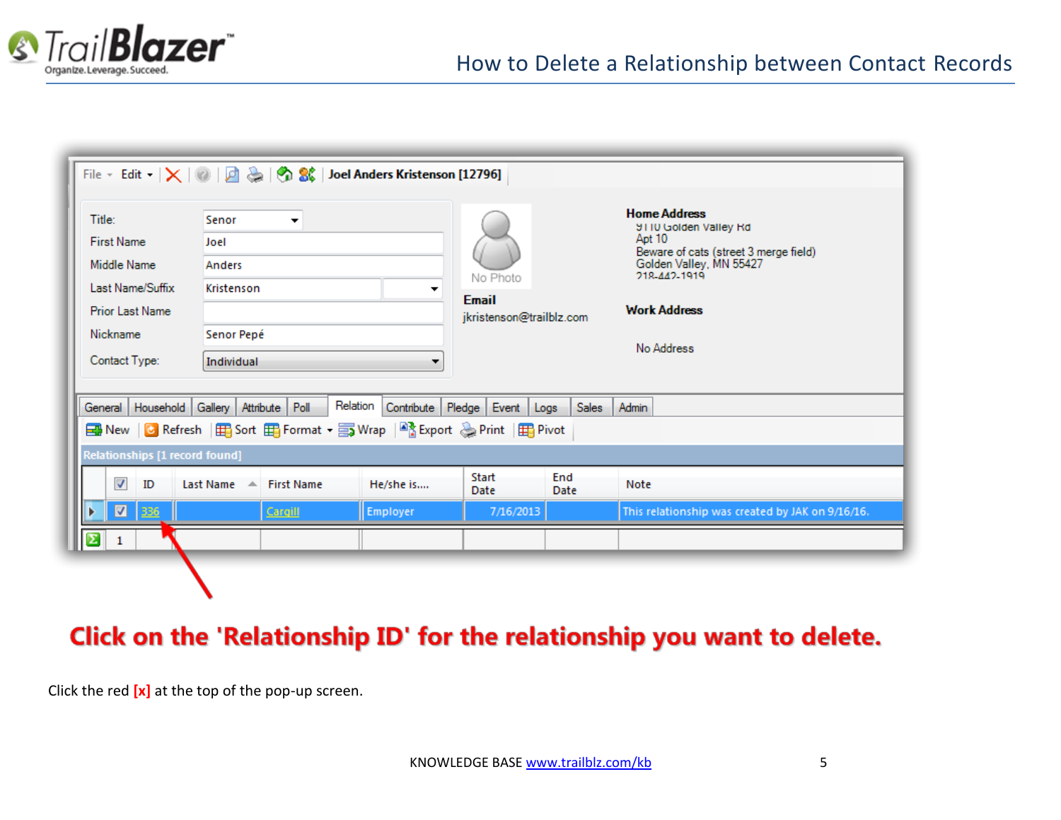Click on the 'Relationship ID' for the relationship you want to delete.

Click the red **[x]** at the top of the pop-up screen.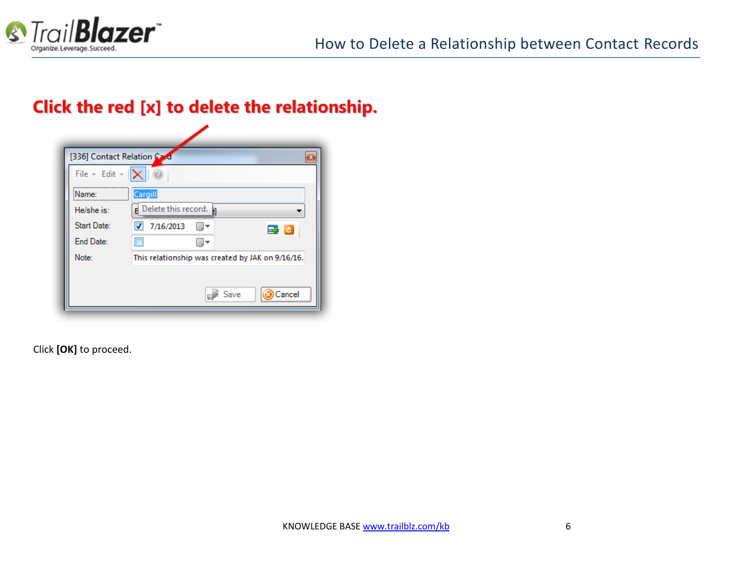## Click the red [x] to delete the relationship.

Click **[OK]** to proceed.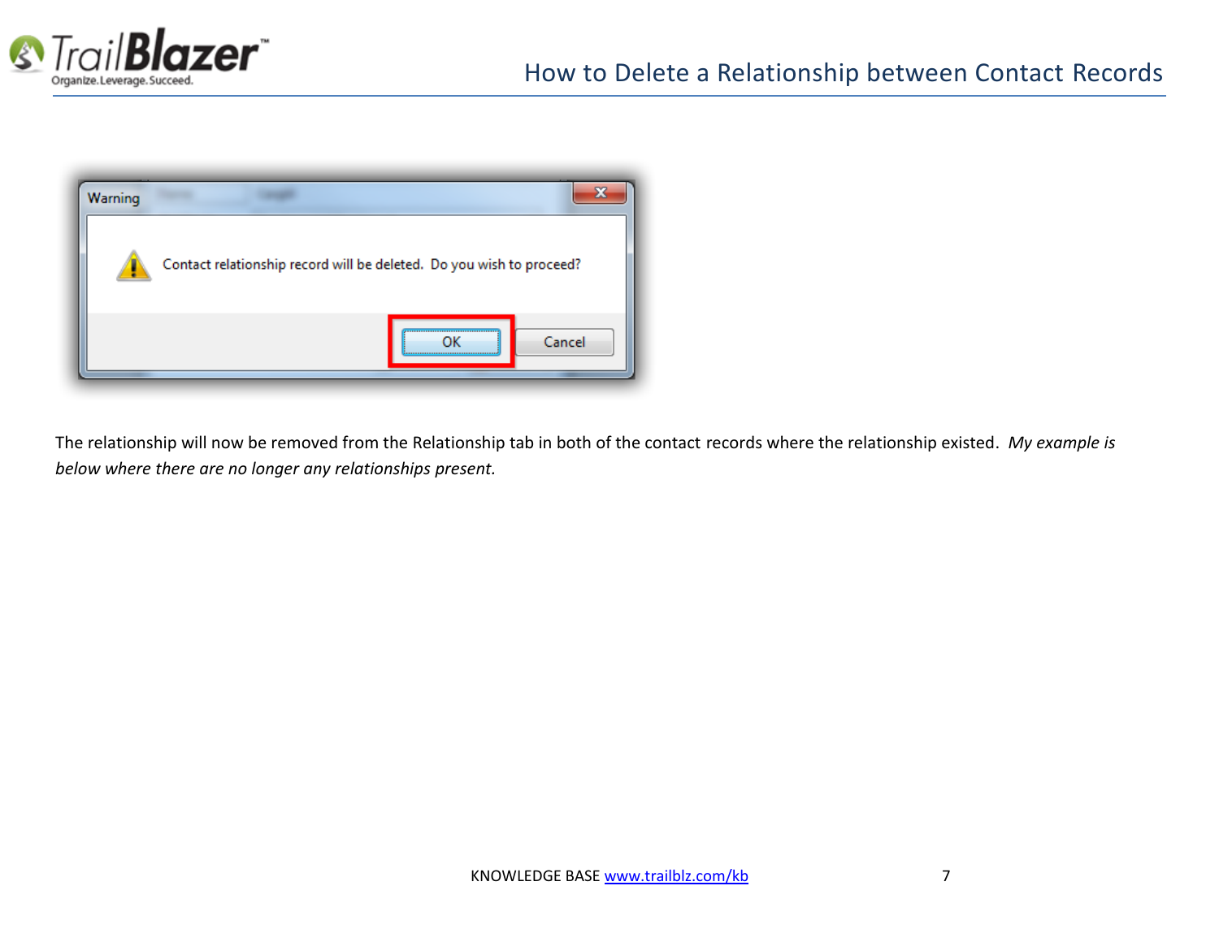The relationship will now be removed from the Relationship tab in both of the contact records where the relationship existed. *My example is below where there are no longer any relationships present.*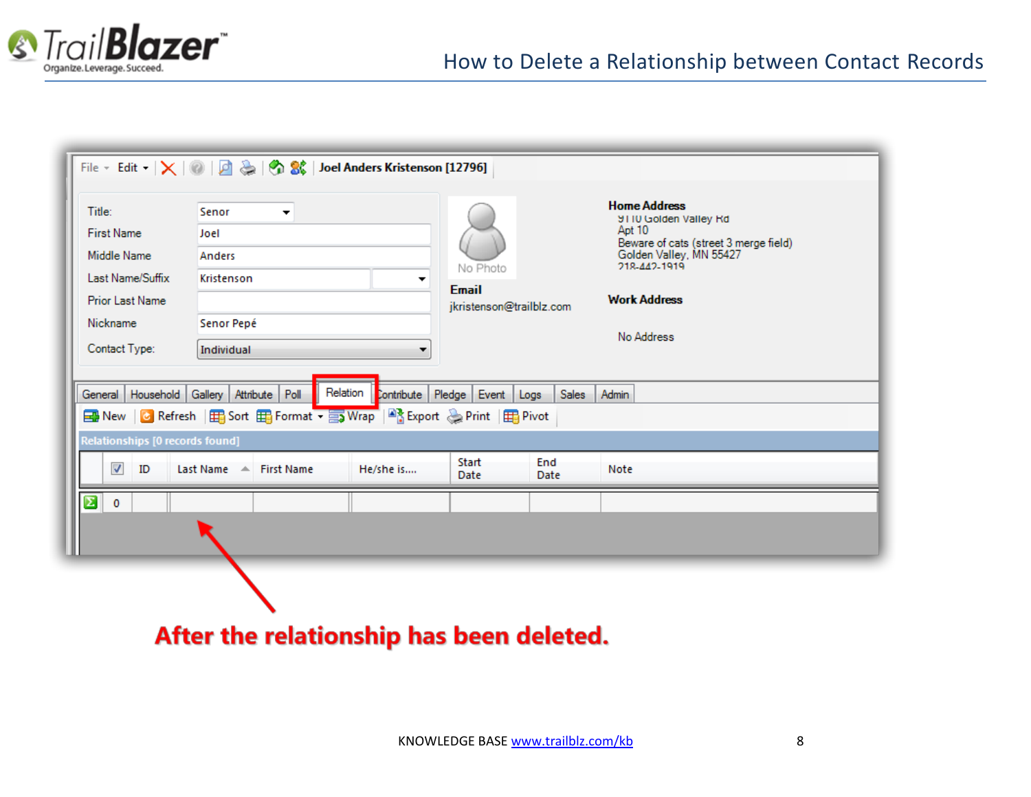After the relationship has been deleted.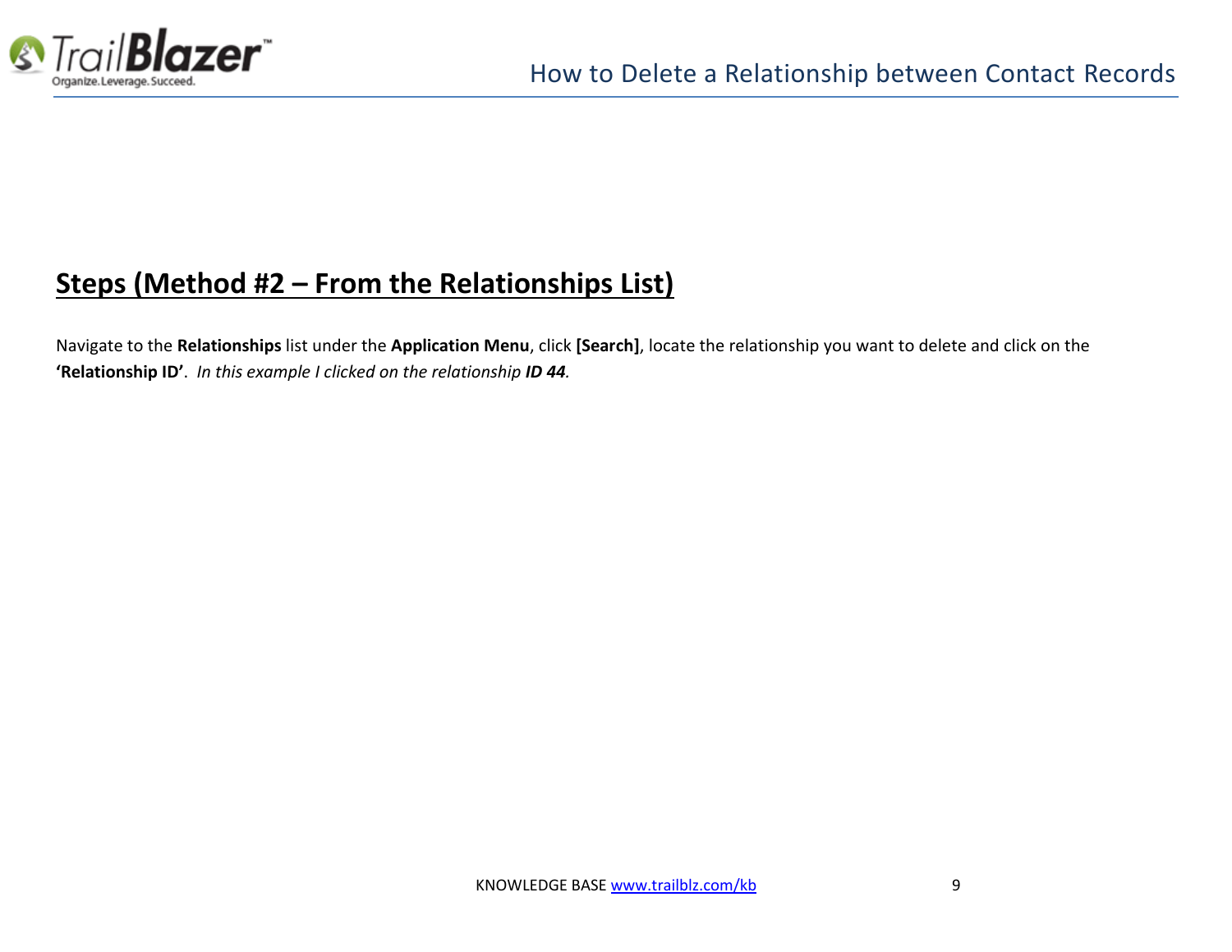## Steps (Method #2 – From the Relationships List)

Navigate to the **Relationships** list under the **Application Menu**, click **[Search]**, locate the relationship you want to delete and click on the **'Relationship ID'**. *In this example I clicked on the relationship **ID 44**.*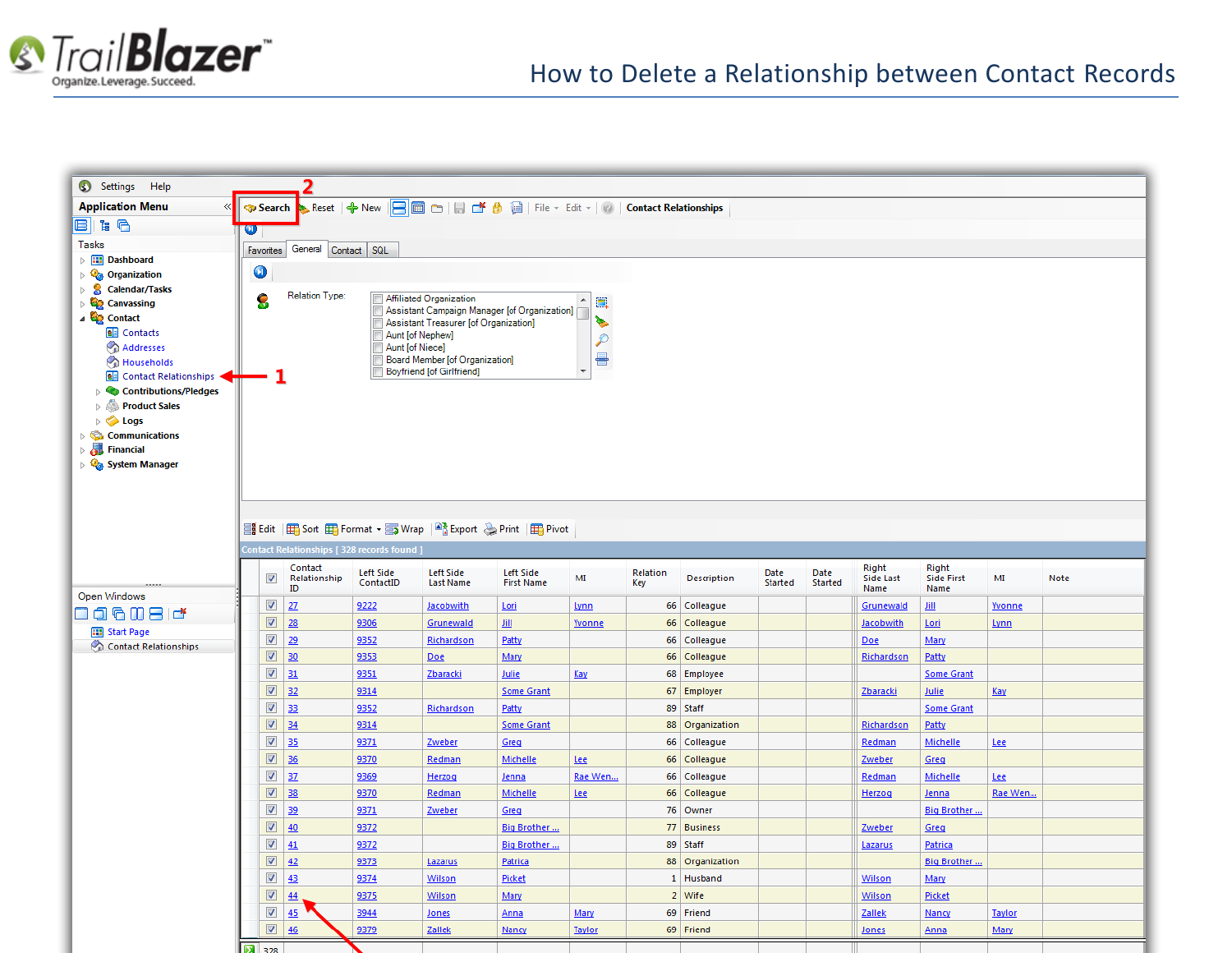# How to Delete a Relationship between Contact Records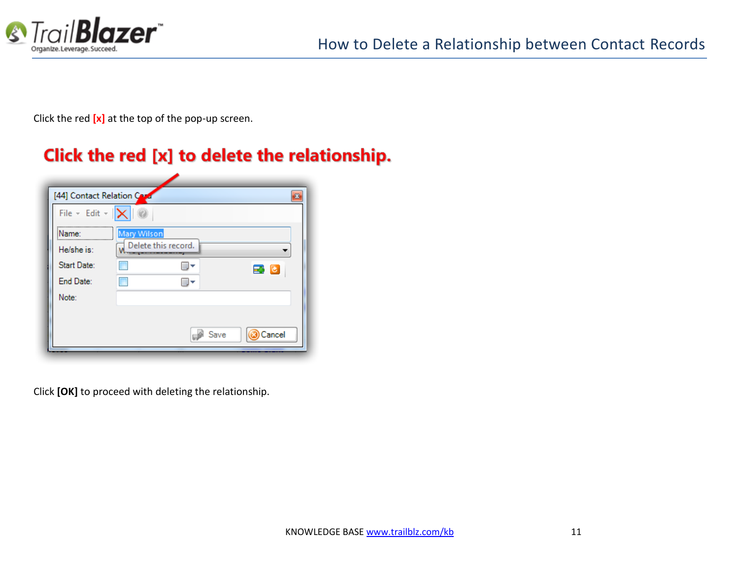Click the red **[x]** at the top of the pop-up screen.

Click **[OK]** to proceed with deleting the relationship.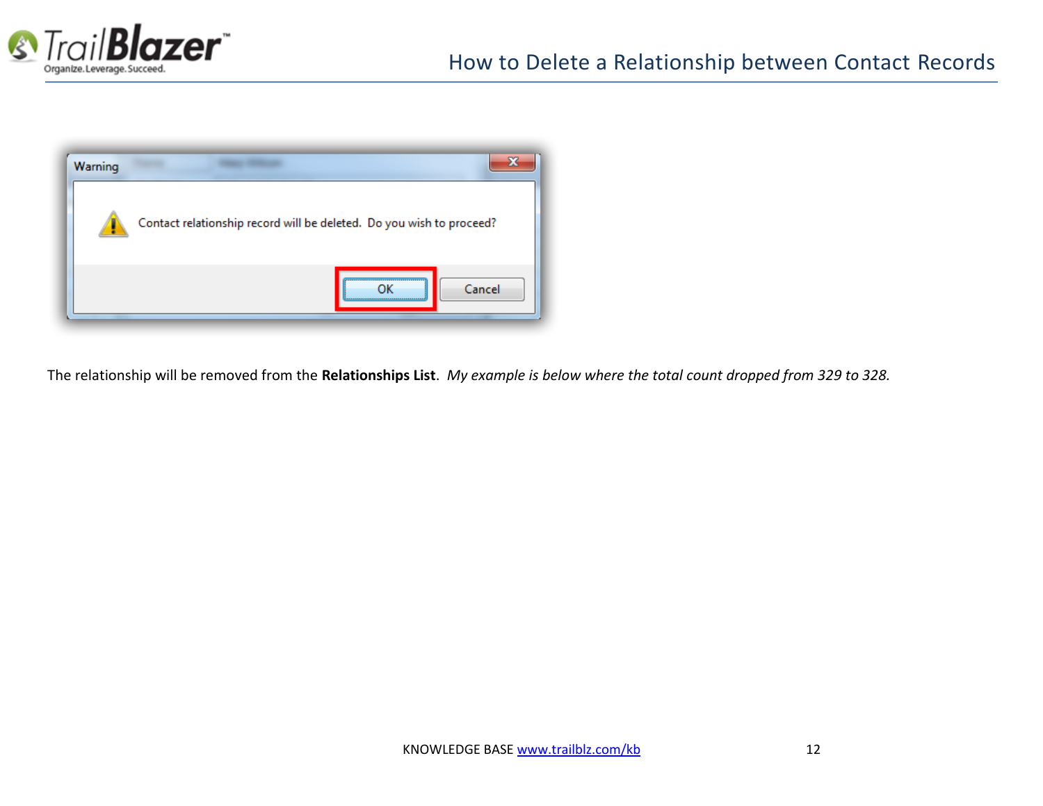The relationship will be removed from the **Relationships List**. *My example is below where the total count dropped from 329 to 328.*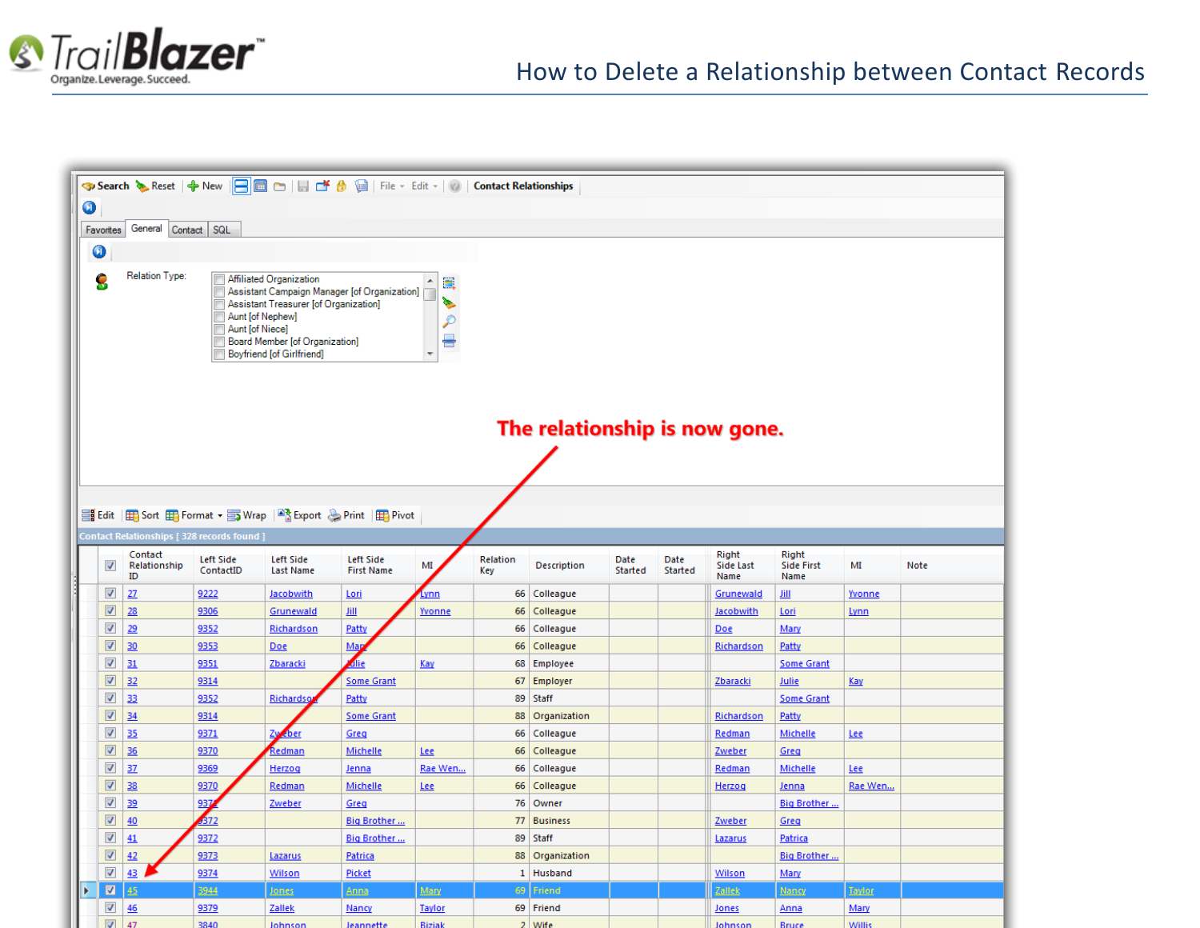The relationship is now gone.

| Contact Relationship ID | Left Side ContactID | Left Side Last Name | Left Side First Name | MI | Relation Key | Description | Date Started | Date Started | Right Side Last Name | Right Side First Name | MI | Note |
|---|---|---|---|---|---|---|---|---|---|---|---|---|
| 27 | 9222 | Jacobwith | Lori | Lynn | 66 | Colleague | | | Grunewald | Jill | Yvonne | |
| 28 | 9306 | Grunewald | Jill | Yvonne | 66 | Colleague | | | Jacobwith | Lori | Lynn | |
| 29 | 9352 | Richardson | Patty | | 66 | Colleague | | | Doe | Mary | | |
| 30 | 9353 | Doe | Mary | | 66 | Colleague | | | Richardson | Patty | | |
| 31 | 9351 | Zbaracki | Julie | Kay | 68 | Employee | | | | Some Grant | | |
| 32 | 9314 | | Some Grant | | 67 | Employer | | | Zbaracki | Julie | Kay | |
| 33 | 9352 | Richardson | Patty | | 89 | Staff | | | | Some Grant | | |
| 34 | 9314 | | Some Grant | | 88 | Organization | | | Richardson | Patty | | |
| 35 | 9371 | Zweber | Greg | | 66 | Colleague | | | Redman | Michelle | Lee | |
| 36 | 9370 | Redman | Michelle | Lee | 66 | Colleague | | | Zweber | Greg | | |
| 37 | 9369 | Herzog | Jenna | Rae Wen... | 66 | Colleague | | | Redman | Michelle | Lee | |
| 38 | 9370 | Redman | Michelle | Lee | 66 | Colleague | | | Herzog | Jenna | Rae Wen... | |
| 39 | 9371 | Zweber | Greg | | 76 | Owner | | | | Big Brother ... | | |
| 40 | 9372 | | Big Brother ... | | 77 | Business | | | Zweber | Greg | | |
| 41 | 9372 | | Big Brother ... | | 89 | Staff | | | Lazarus | Patrica | | |
| 42 | 9373 | Lazarus | Patrica | | 88 | Organization | | | | Big Brother ... | | |
| 43 | 9374 | Wilson | Picket | | 1 | Husband | | | Wilson | Mary | | |
| 45 | 3944 | Jones | Anna | Mary | 69 | Friend | | | Zallek | Nancy | Taylor | |
| 46 | 9379 | Zallek | Nancy | Taylor | 69 | Friend | | | Jones | Anna | Mary | |
| 47 | 3840 | Johnson | Jeannette | Biziak | 2 | Wife | | | Johnson | Bruce | Willis | |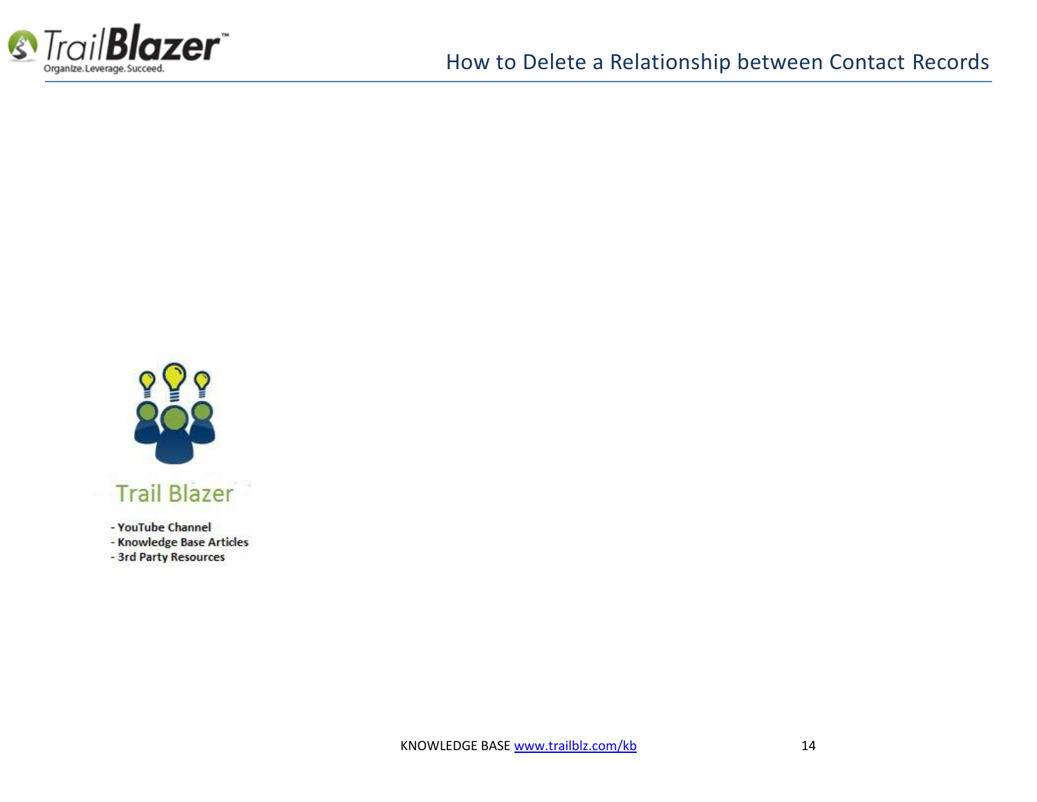Trail Blazer

- YouTube Channel
- Knowledge Base Articles
- 3rd Party Resources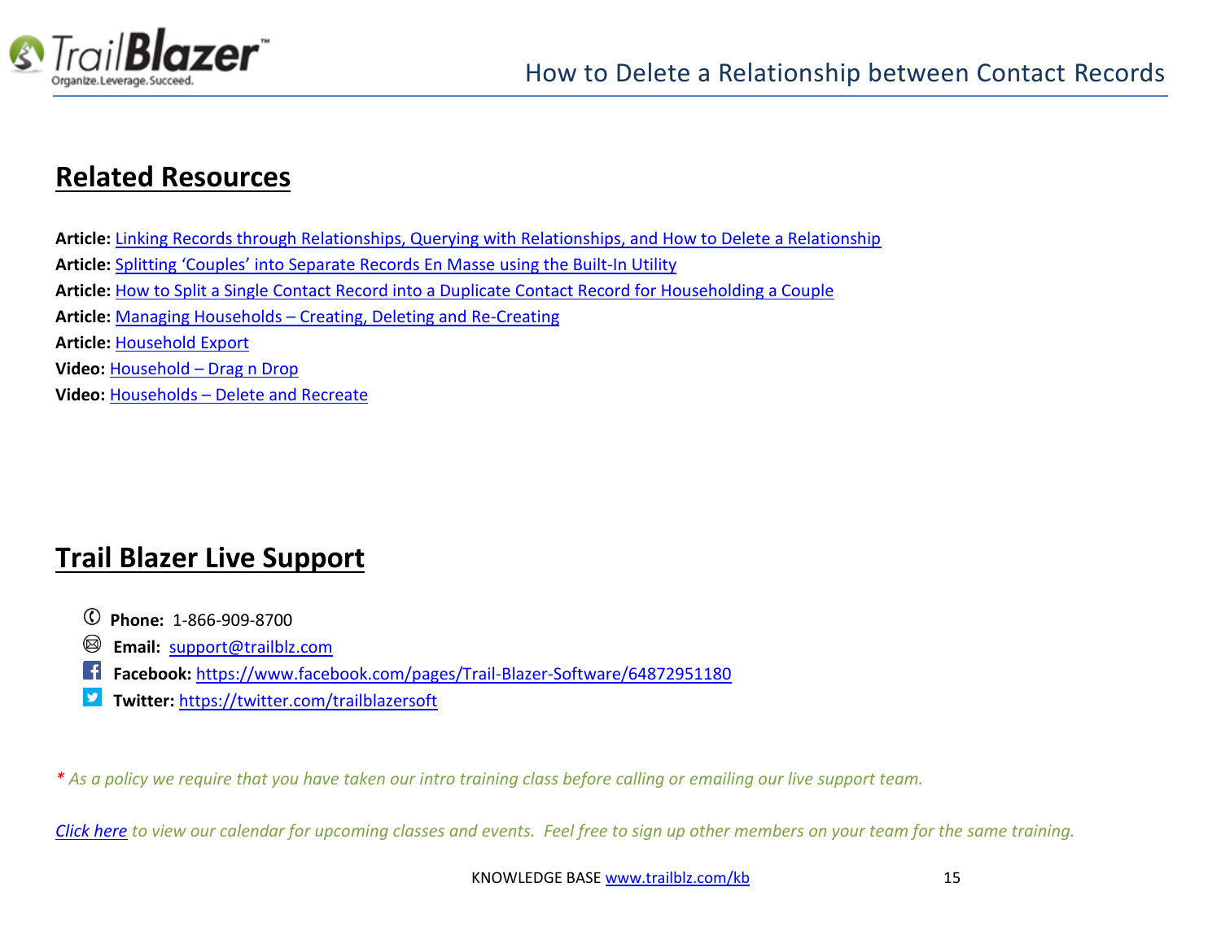## Related Resources

**Article:** Linking Records through Relationships, Querying with Relationships, and How to Delete a Relationship
**Article:** Splitting 'Couples' into Separate Records En Masse using the Built-In Utility
**Article:** How to Split a Single Contact Record into a Duplicate Contact Record for Householding a Couple
**Article:** Managing Households – Creating, Deleting and Re-Creating
**Article:** Household Export
**Video:** Household – Drag n Drop
**Video:** Households – Delete and Recreate

## Trail Blazer Live Support

- **Phone:** 1-866-909-8700
- **Email:** support@trailblz.com
- **Facebook:** https://www.facebook.com/pages/Trail-Blazer-Software/64872951180
- **Twitter:** https://twitter.com/trailblazersoft

*\* As a policy we require that you have taken our intro training class before calling or emailing our live support team.*

*Click here to view our calendar for upcoming classes and events. Feel free to sign up other members on your team for the same training.*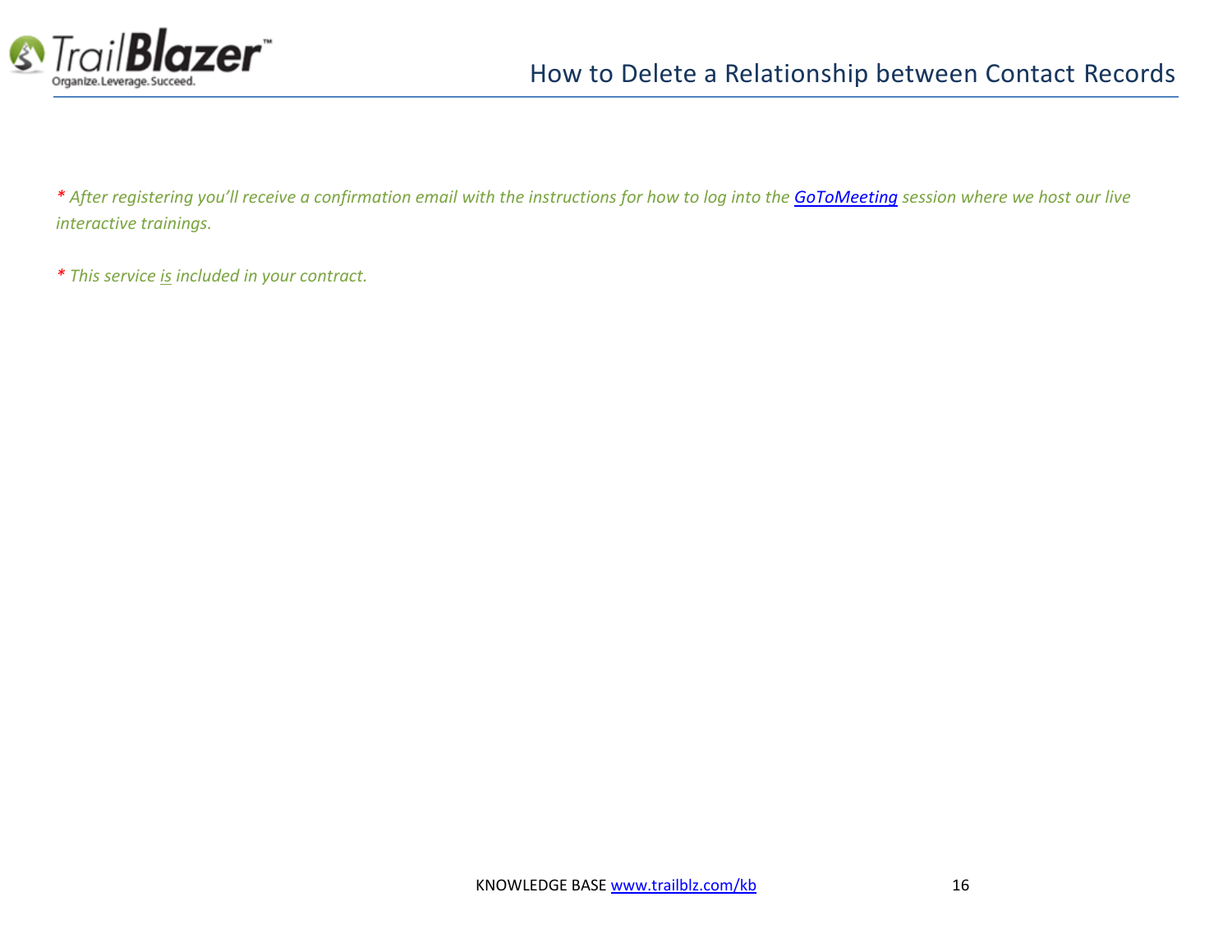*\* After registering you'll receive a confirmation email with the instructions for how to log into the [GoToMeeting](GoToMeeting) session where we host our live interactive trainings.*

*\* This service <u>is</u> included in your contract.*